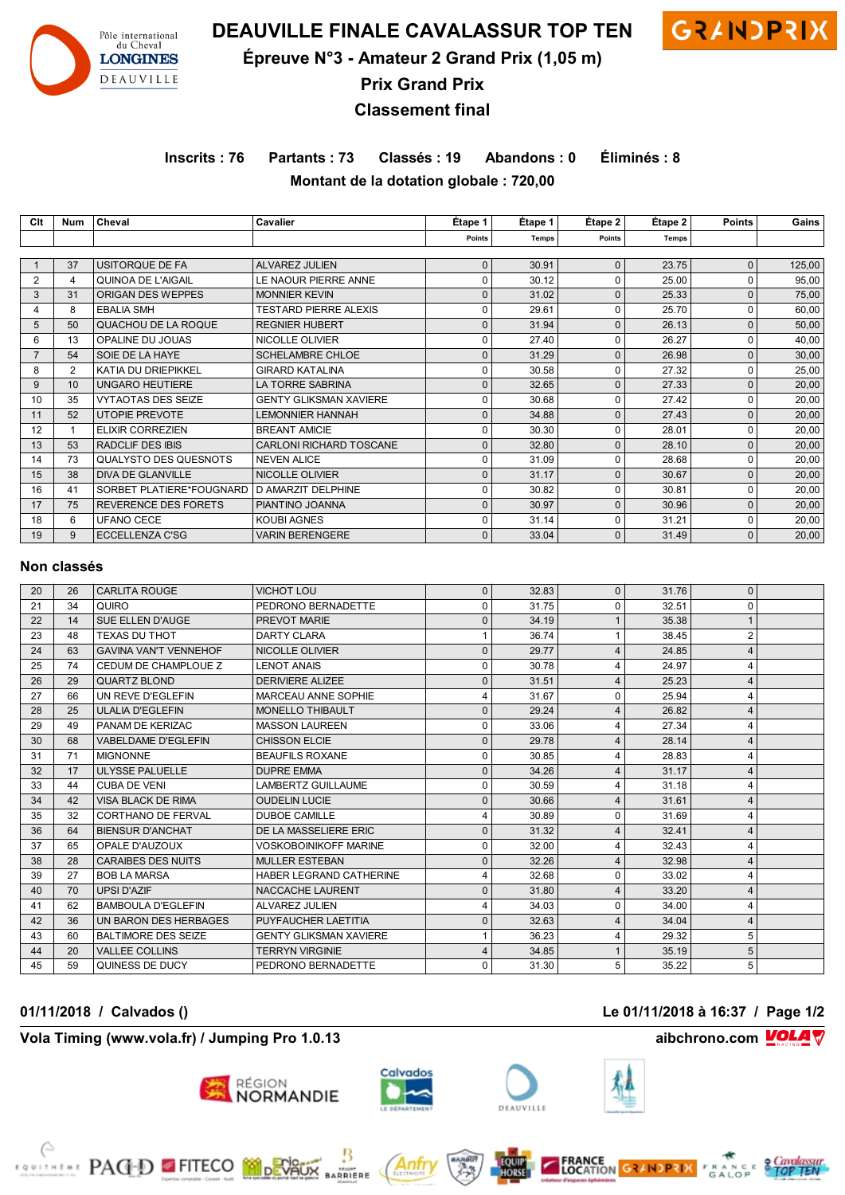# DEAUVILLE FINALE CAVALASSUR TOP TEN

## Épreuve N°3 - Amateur 2 Grand Prix (1,05 m)

## Prix Grand Prix

## Classement final

**Inscrits : 76 Partants : 73 Classés : 19 Abandons : 0 Éliminés : 8**

**Montant de la dotation globale : 720,00**

| Clt | Num | Cheval | Cavalier | Étape 1 | Étape 1 | Étape 2 | Étape 2 | Points | Gains |
|---|---|---|---|---|---|---|---|---|---|
| | | | | Points | Temps | Points | Temps | | |
| 1 | 37 | USITORQUE DE FA | ALVAREZ JULIEN | 0 | 30.91 | 0 | 23.75 | 0 | 125,00 |
| 2 | 4 | QUINOA DE L'AIGAIL | LE NAOUR PIERRE ANNE | 0 | 30.12 | 0 | 25.00 | 0 | 95,00 |
| 3 | 31 | ORIGAN DES WEPPES | MONNIER KEVIN | 0 | 31.02 | 0 | 25.33 | 0 | 75,00 |
| 4 | 8 | EBALIA SMH | TESTARD PIERRE ALEXIS | 0 | 29.61 | 0 | 25.70 | 0 | 60,00 |
| 5 | 50 | QUACHOU DE LA ROQUE | REGNIER HUBERT | 0 | 31.94 | 0 | 26.13 | 0 | 50,00 |
| 6 | 13 | OPALINE DU JOUAS | NICOLLE OLIVIER | 0 | 27.40 | 0 | 26.27 | 0 | 40,00 |
| 7 | 54 | SOIE DE LA HAYE | SCHELAMBRE CHLOE | 0 | 31.29 | 0 | 26.98 | 0 | 30,00 |
| 8 | 2 | KATIA DU DRIEPIKKEL | GIRARD KATALINA | 0 | 30.58 | 0 | 27.32 | 0 | 25,00 |
| 9 | 10 | UNGARO HEUTIERE | LA TORRE SABRINA | 0 | 32.65 | 0 | 27.33 | 0 | 20,00 |
| 10 | 35 | VYTAOTAS DES SEIZE | GENTY GLIKSMAN XAVIERE | 0 | 30.68 | 0 | 27.42 | 0 | 20,00 |
| 11 | 52 | UTOPIE PREVOTE | LEMONNIER HANNAH | 0 | 34.88 | 0 | 27.43 | 0 | 20,00 |
| 12 | 1 | ELIXIR CORREZIEN | BREANT AMICIE | 0 | 30.30 | 0 | 28.01 | 0 | 20,00 |
| 13 | 53 | RADCLIF DES IBIS | CARLONI RICHARD TOSCANE | 0 | 32.80 | 0 | 28.10 | 0 | 20,00 |
| 14 | 73 | QUALYSTO DES QUESNOTS | NEVEN ALICE | 0 | 31.09 | 0 | 28.68 | 0 | 20,00 |
| 15 | 38 | DIVA DE GLANVILLE | NICOLLE OLIVIER | 0 | 31.17 | 0 | 30.67 | 0 | 20,00 |
| 16 | 41 | SORBET PLATIERE*FOUGNARD | D AMARZIT DELPHINE | 0 | 30.82 | 0 | 30.81 | 0 | 20,00 |
| 17 | 75 | REVERENCE DES FORETS | PIANTINO JOANNA | 0 | 30.97 | 0 | 30.96 | 0 | 20,00 |
| 18 | 6 | UFANO CECE | KOUBI AGNES | 0 | 31.14 | 0 | 31.21 | 0 | 20,00 |
| 19 | 9 | ECCELLENZA C'SG | VARIN BERENGERE | 0 | 33.04 | 0 | 31.49 | 0 | 20,00 |

### Non classés

| Clt | Num | Cheval | Cavalier | Étape 1 Points | Étape 1 Temps | Étape 2 Points | Étape 2 Temps | Points | Gains |
|---|---|---|---|---|---|---|---|---|---|
| 20 | 26 | CARLITA ROUGE | VICHOT LOU | 0 | 32.83 | 0 | 31.76 | 0 | |
| 21 | 34 | QUIRO | PEDRONO BERNADETTE | 0 | 31.75 | 0 | 32.51 | 0 | |
| 22 | 14 | SUE ELLEN D'AUGE | PREVOT MARIE | 0 | 34.19 | 1 | 35.38 | 1 | |
| 23 | 48 | TEXAS DU THOT | DARTY CLARA | 1 | 36.74 | 1 | 38.45 | 2 | |
| 24 | 63 | GAVINA VAN'T VENNEHOF | NICOLLE OLIVIER | 0 | 29.77 | 4 | 24.85 | 4 | |
| 25 | 74 | CEDUM DE CHAMPLOUE Z | LENOT ANAIS | 0 | 30.78 | 4 | 24.97 | 4 | |
| 26 | 29 | QUARTZ BLOND | DERIVIERE ALIZEE | 0 | 31.51 | 4 | 25.23 | 4 | |
| 27 | 66 | UN REVE D'EGLEFIN | MARCEAU ANNE SOPHIE | 4 | 31.67 | 0 | 25.94 | 4 | |
| 28 | 25 | ULALIA D'EGLEFIN | MONELLO THIBAULT | 0 | 29.24 | 4 | 26.82 | 4 | |
| 29 | 49 | PANAM DE KERIZAC | MASSON LAUREEN | 0 | 33.06 | 4 | 27.34 | 4 | |
| 30 | 68 | VABELDAME D'EGLEFIN | CHISSON ELCIE | 0 | 29.78 | 4 | 28.14 | 4 | |
| 31 | 71 | MIGNONNE | BEAUFILS ROXANE | 0 | 30.85 | 4 | 28.83 | 4 | |
| 32 | 17 | ULYSSE PALUELLE | DUPRE EMMA | 0 | 34.26 | 4 | 31.17 | 4 | |
| 33 | 44 | CUBA DE VENI | LAMBERTZ GUILLAUME | 0 | 30.59 | 4 | 31.18 | 4 | |
| 34 | 42 | VISA BLACK DE RIMA | OUDELIN LUCIE | 0 | 30.66 | 4 | 31.61 | 4 | |
| 35 | 32 | CORTHANO DE FERVAL | DUBOE CAMILLE | 4 | 30.89 | 0 | 31.69 | 4 | |
| 36 | 64 | BIENSUR D'ANCHAT | DE LA MASSELIERE ERIC | 0 | 31.32 | 4 | 32.41 | 4 | |
| 37 | 65 | OPALE D'AUZOUX | VOSKOBOINIKOFF MARINE | 0 | 32.00 | 4 | 32.43 | 4 | |
| 38 | 28 | CARAIBES DES NUITS | MULLER ESTEBAN | 0 | 32.26 | 4 | 32.98 | 4 | |
| 39 | 27 | BOB LA MARSA | HABER LEGRAND CATHERINE | 4 | 32.68 | 0 | 33.02 | 4 | |
| 40 | 70 | UPSI D'AZIF | NACCACHE LAURENT | 0 | 31.80 | 4 | 33.20 | 4 | |
| 41 | 62 | BAMBOULA D'EGLEFIN | ALVAREZ JULIEN | 4 | 34.03 | 0 | 34.00 | 4 | |
| 42 | 36 | UN BARON DES HERBAGES | PUYFAUCHER LAETITIA | 0 | 32.63 | 4 | 34.04 | 4 | |
| 43 | 60 | BALTIMORE DES SEIZE | GENTY GLIKSMAN XAVIERE | 1 | 36.23 | 4 | 29.32 | 5 | |
| 44 | 20 | VALLEE COLLINS | TERRYN VIRGINIE | 4 | 34.85 | 1 | 35.19 | 5 | |
| 45 | 59 | QUINESS DE DUCY | PEDRONO BERNADETTE | 0 | 31.30 | 5 | 35.22 | 5 | |

**01/11/2018 / Calvados ()** **Le 01/11/2018 à 16:37**

**Vola Timing (www.vola.fr) / Jumping Pro 1.0.13** **aibchrono.com**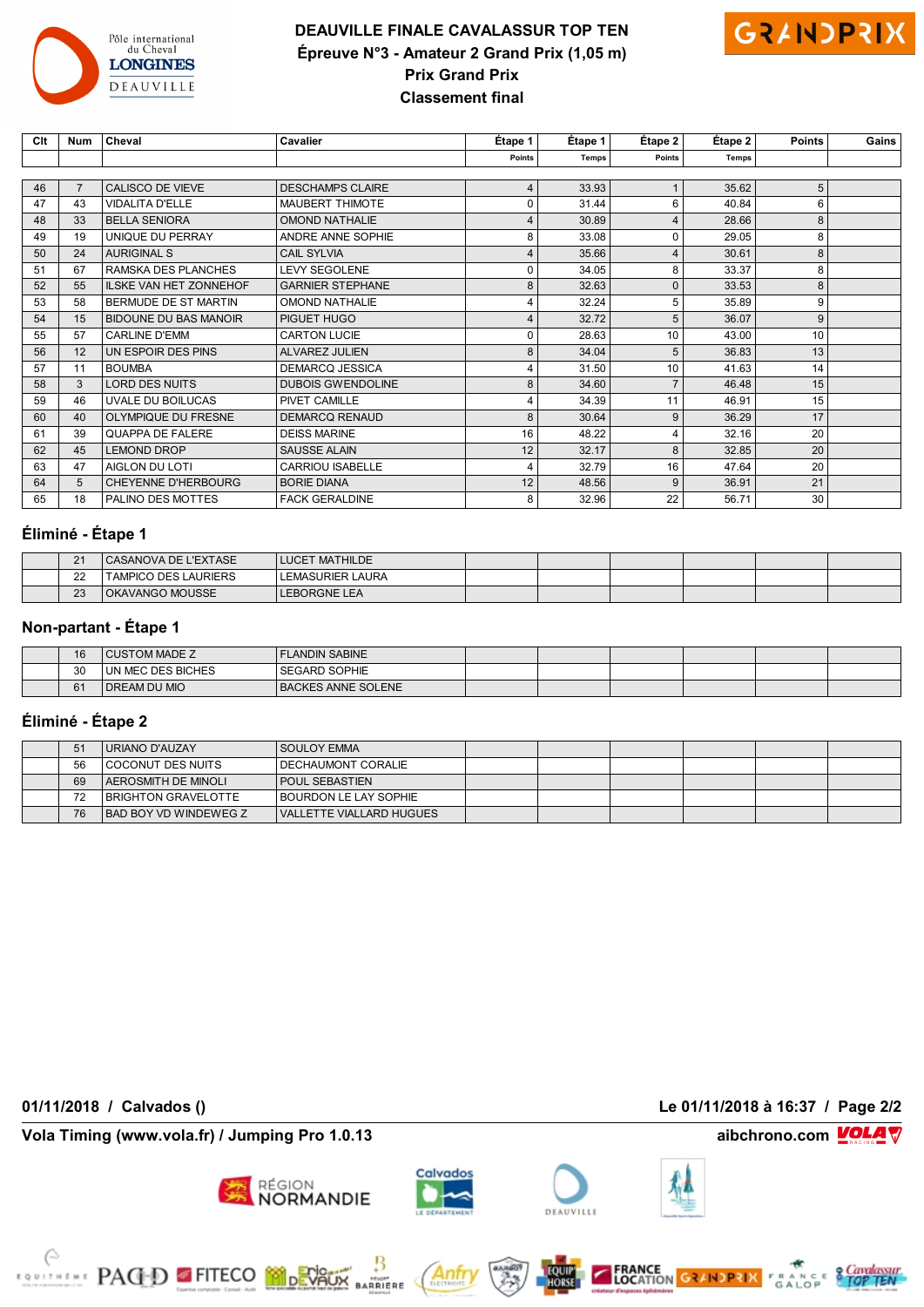# DEAUVILLE FINALE CAVALASSUR TOP TEN

## Épreuve N°3 - Amateur 2 Grand Prix (1,05 m)

## Prix Grand Prix

## Classement final

| Clt | Num | Cheval | Cavalier | Étape 1 Points | Étape 1 Temps | Étape 2 Points | Étape 2 Temps | Points | Gains |
|---|---|---|---|---|---|---|---|---|---|
| 46 | 7 | CALISCO DE VIEVE | DESCHAMPS CLAIRE | 4 | 33.93 | 1 | 35.62 | 5 | |
| 47 | 43 | VIDALITA D'ELLE | MAUBERT THIMOTE | 0 | 31.44 | 6 | 40.84 | 6 | |
| 48 | 33 | BELLA SENIORA | OMOND NATHALIE | 4 | 30.89 | 4 | 28.66 | 8 | |
| 49 | 19 | UNIQUE DU PERRAY | ANDRE ANNE SOPHIE | 8 | 33.08 | 0 | 29.05 | 8 | |
| 50 | 24 | AURIGINAL S | CAIL SYLVIA | 4 | 35.66 | 4 | 30.61 | 8 | |
| 51 | 67 | RAMSKA DES PLANCHES | LEVY SEGOLENE | 0 | 34.05 | 8 | 33.37 | 8 | |
| 52 | 55 | ILSKE VAN HET ZONNEHOF | GARNIER STEPHANE | 8 | 32.63 | 0 | 33.53 | 8 | |
| 53 | 58 | BERMUDE DE ST MARTIN | OMOND NATHALIE | 4 | 32.24 | 5 | 35.89 | 9 | |
| 54 | 15 | BIDOUNE DU BAS MANOIR | PIGUET HUGO | 4 | 32.72 | 5 | 36.07 | 9 | |
| 55 | 57 | CARLINE D'EMM | CARTON LUCIE | 0 | 28.63 | 10 | 43.00 | 10 | |
| 56 | 12 | UN ESPOIR DES PINS | ALVAREZ JULIEN | 8 | 34.04 | 5 | 36.83 | 13 | |
| 57 | 11 | BOUMBA | DEMARCQ JESSICA | 4 | 31.50 | 10 | 41.63 | 14 | |
| 58 | 3 | LORD DES NUITS | DUBOIS GWENDOLINE | 8 | 34.60 | 7 | 46.48 | 15 | |
| 59 | 46 | UVALE DU BOILUCAS | PIVET CAMILLE | 4 | 34.39 | 11 | 46.91 | 15 | |
| 60 | 40 | OLYMPIQUE DU FRESNE | DEMARCQ RENAUD | 8 | 30.64 | 9 | 36.29 | 17 | |
| 61 | 39 | QUAPPA DE FALERE | DEISS MARINE | 16 | 48.22 | 4 | 32.16 | 20 | |
| 62 | 45 | LEMOND DROP | SAUSSE ALAIN | 12 | 32.17 | 8 | 32.85 | 20 | |
| 63 | 47 | AIGLON DU LOTI | CARRIOU ISABELLE | 4 | 32.79 | 16 | 47.64 | 20 | |
| 64 | 5 | CHEYENNE D'HERBOURG | BORIE DIANA | 12 | 48.56 | 9 | 36.91 | 21 | |
| 65 | 18 | PALINO DES MOTTES | FACK GERALDINE | 8 | 32.96 | 22 | 56.71 | 30 | |

## Éliminé - Étape 1

| | | | | | | | | | |
|---|---|---|---|---|---|---|---|---|---|
| | 21 | CASANOVA DE L'EXTASE | LUCET MATHILDE | | | | | | |
| | 22 | TAMPICO DES LAURIERS | LEMASURIER LAURA | | | | | | |
| | 23 | OKAVANGO MOUSSE | LEBORGNE LEA | | | | | | |

## Non-partant - Étape 1

| | | | | | | | | | |
|---|---|---|---|---|---|---|---|---|---|
| | 16 | CUSTOM MADE Z | FLANDIN SABINE | | | | | | |
| | 30 | UN MEC DES BICHES | SEGARD SOPHIE | | | | | | |
| | 61 | DREAM DU MIO | BACKES ANNE SOLENE | | | | | | |

## Éliminé - Étape 2

| | | | | | | | | | |
|---|---|---|---|---|---|---|---|---|---|
| | 51 | URIANO D'AUZAY | SOULOY EMMA | | | | | | |
| | 56 | COCONUT DES NUITS | DECHAUMONT CORALIE | | | | | | |
| | 69 | AEROSMITH DE MINOLI | POUL SEBASTIEN | | | | | | |
| | 72 | BRIGHTON GRAVELOTTE | BOURDON LE LAY SOPHIE | | | | | | |
| | 76 | BAD BOY VD WINDEWEG Z | VALLETTE VIALLARD HUGUES | | | | | | |

01/11/2018 / Calvados () — Le 01/11/2018 à 16:37

Vola Timing (www.vola.fr) / Jumping Pro 1.0.13 — aibchrono.com